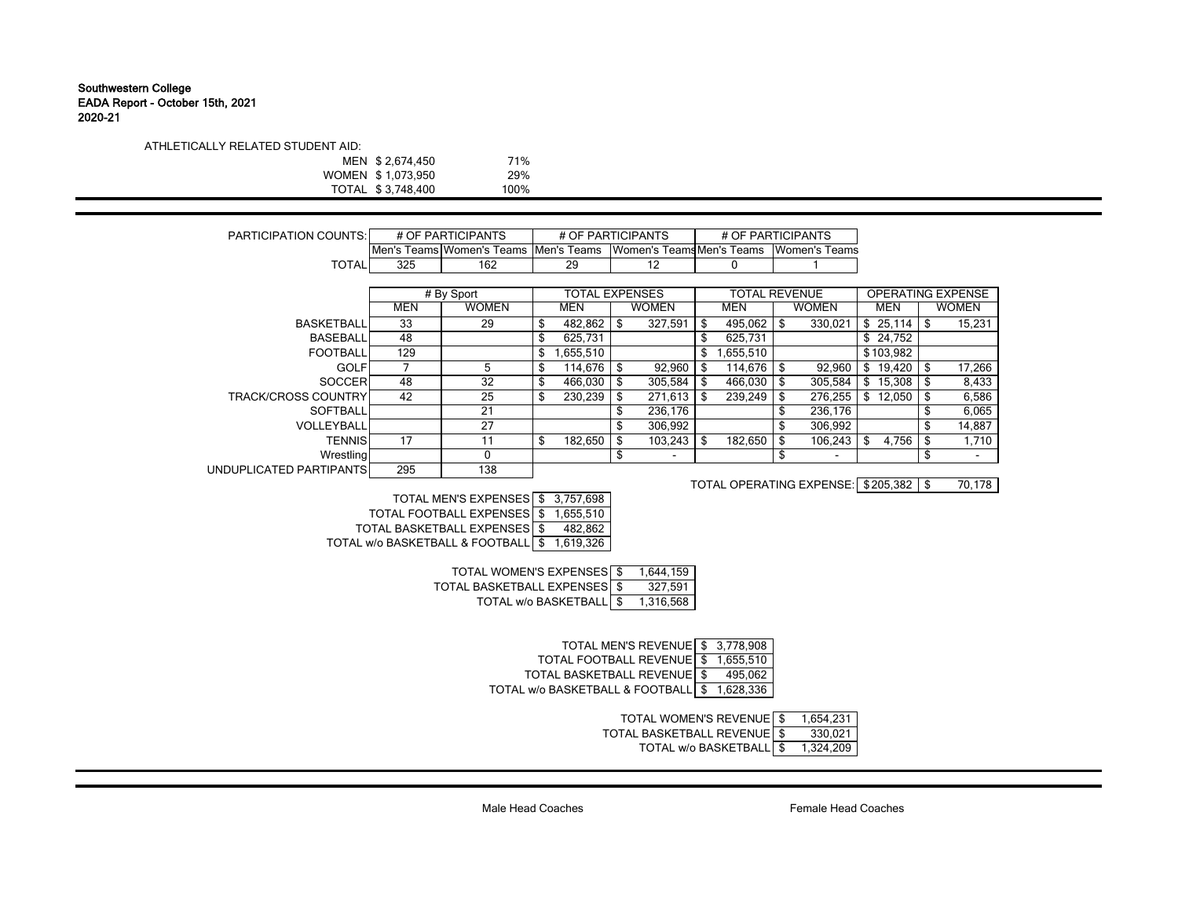**Southwestern College**
**EADA Report - October 15th, 2021**
**2020-21**

ATHLETICALLY RELATED STUDENT AID:

| | | |
|---|---|---|
| MEN | $ 2,674,450 | 71% |
| WOMEN | $ 1,073,950 | 29% |
| TOTAL | $ 3,748,400 | 100% |

| PARTICIPATION COUNTS: | # OF PARTICIPANTS | | # OF PARTICIPANTS | | # OF PARTICIPANTS | |
|---|---|---|---|---|---|---|
| | Men's Teams | Women's Teams | Men's Teams | Women's Teams | Men's Teams | Women's Teams |
| TOTAL | 325 | 162 | 29 | 12 | 0 | 1 |

| | # By Sport | | TOTAL EXPENSES | | TOTAL REVENUE | | OPERATING EXPENSE | |
|---|---|---|---|---|---|---|---|---|
| | MEN | WOMEN | MEN | WOMEN | MEN | WOMEN | MEN | WOMEN |
| BASKETBALL | 33 | 29 | $ 482,862 | $ 327,591 | $ 495,062 | $ 330,021 | $ 25,114 | $ 15,231 |
| BASEBALL | 48 | | $ 625,731 | | $ 625,731 | | $ 24,752 | |
| FOOTBALL | 129 | | $ 1,655,510 | | $ 1,655,510 | | $ 103,982 | |
| GOLF | 7 | 5 | $ 114,676 | $ 92,960 | $ 114,676 | $ 92,960 | $ 19,420 | $ 17,266 |
| SOCCER | 48 | 32 | $ 466,030 | $ 305,584 | $ 466,030 | $ 305,584 | $ 15,308 | $ 8,433 |
| TRACK/CROSS COUNTRY | 42 | 25 | $ 230,239 | $ 271,613 | $ 239,249 | $ 276,255 | $ 12,050 | $ 6,586 |
| SOFTBALL | | 21 | | $ 236,176 | | $ 236,176 | | $ 6,065 |
| VOLLEYBALL | | 27 | | $ 306,992 | | $ 306,992 | | $ 14,887 |
| TENNIS | 17 | 11 | $ 182,650 | $ 103,243 | $ 182,650 | $ 106,243 | $ 4,756 | $ 1,710 |
| Wrestling | | 0 | | $ - | | $ - | | $ - |
| UNDUPLICATED PARTIPANTS | 295 | 138 | | | | | | |
| | | | | | | TOTAL OPERATING EXPENSE: | $ 205,382 | $ 70,178 |

| | |
|---|---|
| TOTAL MEN'S EXPENSES | $ 3,757,698 |
| TOTAL FOOTBALL EXPENSES | $ 1,655,510 |
| TOTAL BASKETBALL EXPENSES | $ 482,862 |
| TOTAL w/o BASKETBALL & FOOTBALL | $ 1,619,326 |

| | |
|---|---|
| TOTAL WOMEN'S EXPENSES | $ 1,644,159 |
| TOTAL BASKETBALL EXPENSES | $ 327,591 |
| TOTAL w/o BASKETBALL | $ 1,316,568 |

| | |
|---|---|
| TOTAL MEN'S REVENUE | $ 3,778,908 |
| TOTAL FOOTBALL REVENUE | $ 1,655,510 |
| TOTAL BASKETBALL REVENUE | $ 495,062 |
| TOTAL w/o BASKETBALL & FOOTBALL | $ 1,628,336 |

| | |
|---|---|
| TOTAL WOMEN'S REVENUE | $ 1,654,231 |
| TOTAL BASKETBALL REVENUE | $ 330,021 |
| TOTAL w/o BASKETBALL | $ 1,324,209 |

Male Head Coaches

Female Head Coaches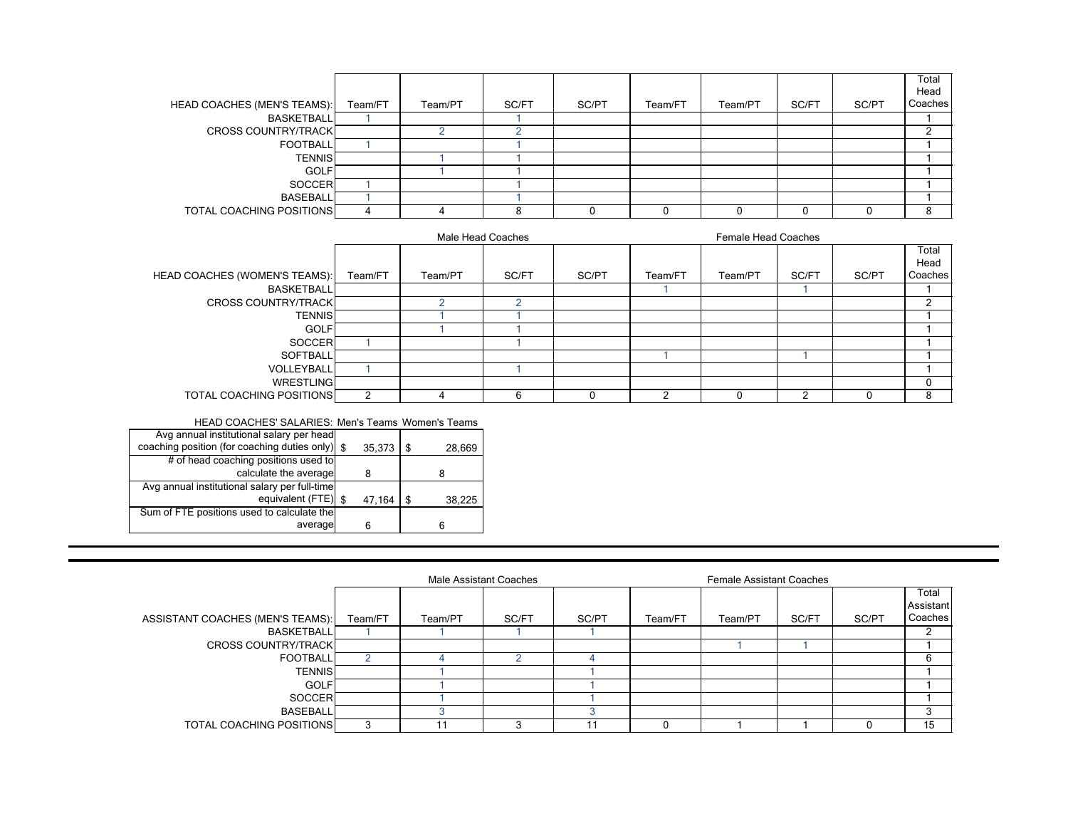| HEAD COACHES (MEN'S TEAMS): | Team/FT | Team/PT | SC/FT | SC/PT | Team/FT | Team/PT | SC/FT | SC/PT | Total Head Coaches |
|---|---|---|---|---|---|---|---|---|---|
| BASKETBALL | 1 | | 1 | | | | | | 1 |
| CROSS COUNTRY/TRACK | | 2 | 2 | | | | | | 2 |
| FOOTBALL | 1 | | 1 | | | | | | 1 |
| TENNIS | | 1 | 1 | | | | | | 1 |
| GOLF | | 1 | 1 | | | | | | 1 |
| SOCCER | 1 | | 1 | | | | | | 1 |
| BASEBALL | 1 | | 1 | | | | | | 1 |
| TOTAL COACHING POSITIONS | 4 | 4 | 8 | 0 | 0 | 0 | 0 | 0 | 8 |

| | Male Head Coaches | | | | Female Head Coaches | | | | |
|---|---|---|---|---|---|---|---|---|---|
| HEAD COACHES (WOMEN'S TEAMS): | Team/FT | Team/PT | SC/FT | SC/PT | Team/FT | Team/PT | SC/FT | SC/PT | Total Head Coaches |
| BASKETBALL | | | | | 1 | | 1 | | 1 |
| CROSS COUNTRY/TRACK | | 2 | 2 | | | | | | 2 |
| TENNIS | | 1 | 1 | | | | | | 1 |
| GOLF | | 1 | 1 | | | | | | 1 |
| SOCCER | 1 | | 1 | | | | | | 1 |
| SOFTBALL | | | | | 1 | | 1 | | 1 |
| VOLLEYBALL | 1 | | 1 | | | | | | 1 |
| WRESTLING | | | | | | | | | 0 |
| TOTAL COACHING POSITIONS | 2 | 4 | 6 | 0 | 2 | 0 | 2 | 0 | 8 |

| HEAD COACHES' SALARIES: | Men's Teams | Women's Teams |
|---|---|---|
| Avg annual institutional salary per head coaching position (for coaching duties only) | $ 35,373 | $ 28,669 |
| # of head coaching positions used to calculate the average | 8 | 8 |
| Avg annual institutional salary per full-time equivalent (FTE) | $ 47,164 | $ 38,225 |
| Sum of FTE positions used to calculate the average | 6 | 6 |

| | Male Assistant Coaches | | | | Female Assistant Coaches | | | | |
|---|---|---|---|---|---|---|---|---|---|
| ASSISTANT COACHES (MEN'S TEAMS): | Team/FT | Team/PT | SC/FT | SC/PT | Team/FT | Team/PT | SC/FT | SC/PT | Total Assistant Coaches |
| BASKETBALL | 1 | 1 | 1 | 1 | | | | | 2 |
| CROSS COUNTRY/TRACK | | | | | | 1 | 1 | | 1 |
| FOOTBALL | 2 | 4 | 2 | 4 | | | | | 6 |
| TENNIS | | 1 | | 1 | | | | | 1 |
| GOLF | | 1 | | 1 | | | | | 1 |
| SOCCER | | 1 | | 1 | | | | | 1 |
| BASEBALL | | 3 | | 3 | | | | | 3 |
| TOTAL COACHING POSITIONS | 3 | 11 | 3 | 11 | 0 | 1 | 1 | 0 | 15 |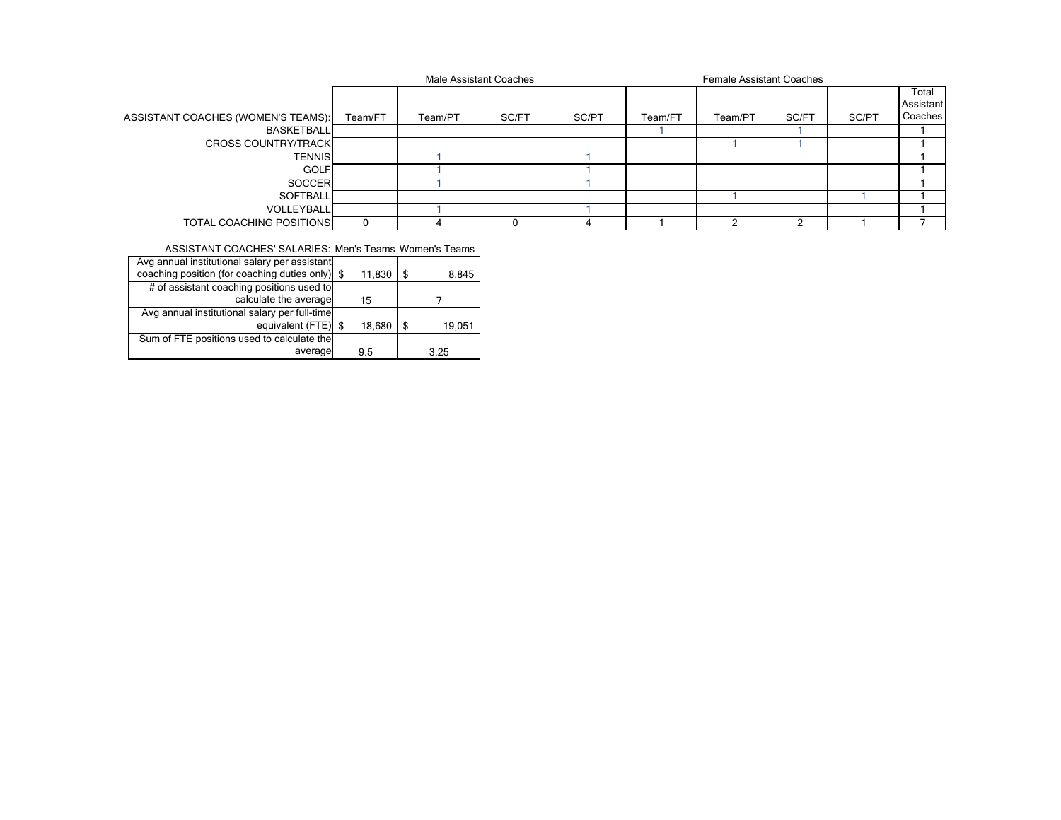| ASSISTANT COACHES (WOMEN'S TEAMS): | Male Assistant Coaches Team/FT | Team/PT | SC/FT | SC/PT | Female Assistant Coaches Team/FT | Team/PT | SC/FT | SC/PT | Total Assistant Coaches |
|---|---|---|---|---|---|---|---|---|---|
| BASKETBALL | | | | | 1 | | 1 | | 1 |
| CROSS COUNTRY/TRACK | | | | | | 1 | 1 | | 1 |
| TENNIS | | 1 | | 1 | | | | | 1 |
| GOLF | | 1 | | 1 | | | | | 1 |
| SOCCER | | 1 | | 1 | | | | | 1 |
| SOFTBALL | | | | | | 1 | | 1 | 1 |
| VOLLEYBALL | | 1 | | 1 | | | | | 1 |
| TOTAL COACHING POSITIONS | 0 | 4 | 0 | 4 | 1 | 2 | 2 | 1 | 7 |

| ASSISTANT COACHES' SALARIES: | Men's Teams | Women's Teams |
|---|---|---|
| Avg annual institutional salary per assistant coaching position (for coaching duties only) | $ 11,830 | $ 8,845 |
| # of assistant coaching positions used to calculate the average | 15 | 7 |
| Avg annual institutional salary per full-time equivalent (FTE) | $ 18,680 | $ 19,051 |
| Sum of FTE positions used to calculate the average | 9.5 | 3.25 |